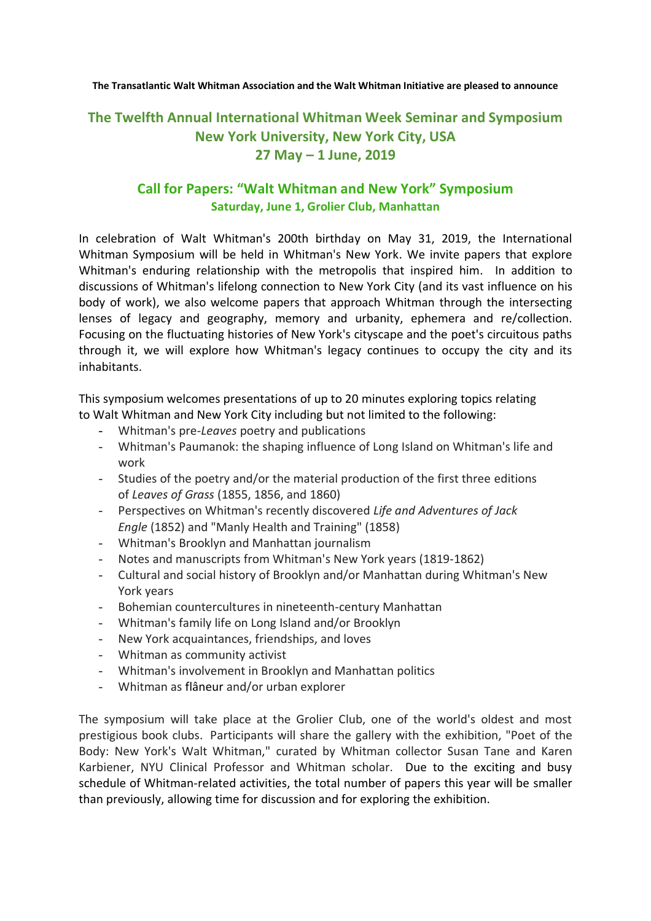**The Transatlantic Walt Whitman Association and the Walt Whitman Initiative are pleased to announce**

# The Twelfth Annual International Whitman Week Seminar and Symposium
# New York University, New York City, USA
# 27 May – 1 June, 2019

## Call for Papers: "Walt Whitman and New York" Symposium
### Saturday, June 1, Grolier Club, Manhattan

In celebration of Walt Whitman's 200th birthday on May 31, 2019, the International Whitman Symposium will be held in Whitman's New York. We invite papers that explore Whitman's enduring relationship with the metropolis that inspired him. In addition to discussions of Whitman's lifelong connection to New York City (and its vast influence on his body of work), we also welcome papers that approach Whitman through the intersecting lenses of legacy and geography, memory and urbanity, ephemera and re/collection. Focusing on the fluctuating histories of New York's cityscape and the poet's circuitous paths through it, we will explore how Whitman's legacy continues to occupy the city and its inhabitants.

This symposium welcomes presentations of up to 20 minutes exploring topics relating to Walt Whitman and New York City including but not limited to the following:

- Whitman's pre-*Leaves* poetry and publications
- Whitman's Paumanok: the shaping influence of Long Island on Whitman's life and work
- Studies of the poetry and/or the material production of the first three editions of *Leaves of Grass* (1855, 1856, and 1860)
- Perspectives on Whitman's recently discovered *Life and Adventures of Jack Engle* (1852) and "Manly Health and Training" (1858)
- Whitman's Brooklyn and Manhattan journalism
- Notes and manuscripts from Whitman's New York years (1819-1862)
- Cultural and social history of Brooklyn and/or Manhattan during Whitman's New York years
- Bohemian countercultures in nineteenth-century Manhattan
- Whitman's family life on Long Island and/or Brooklyn
- New York acquaintances, friendships, and loves
- Whitman as community activist
- Whitman's involvement in Brooklyn and Manhattan politics
- Whitman as flâneur and/or urban explorer

The symposium will take place at the Grolier Club, one of the world's oldest and most prestigious book clubs. Participants will share the gallery with the exhibition, "Poet of the Body: New York's Walt Whitman," curated by Whitman collector Susan Tane and Karen Karbiener, NYU Clinical Professor and Whitman scholar. Due to the exciting and busy schedule of Whitman-related activities, the total number of papers this year will be smaller than previously, allowing time for discussion and for exploring the exhibition.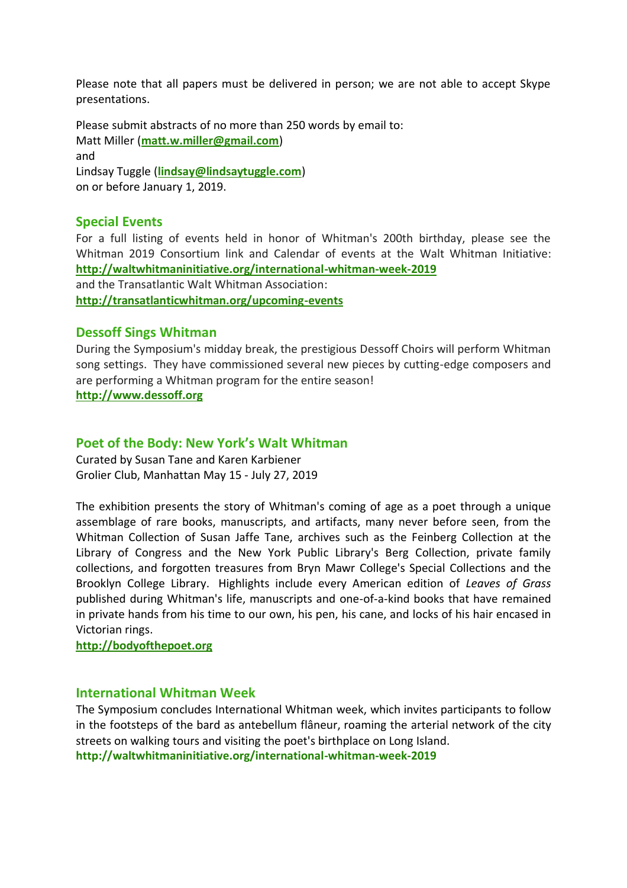Please note that all papers must be delivered in person; we are not able to accept Skype presentations.

Please submit abstracts of no more than 250 words by email to:
Matt Miller (**matt.w.miller@gmail.com**)
and
Lindsay Tuggle (**lindsay@lindsaytuggle.com**)
on or before January 1, 2019.

## Special Events

For a full listing of events held in honor of Whitman's 200th birthday, please see the Whitman 2019 Consortium link and Calendar of events at the Walt Whitman Initiative:
**http://waltwhitmaninitiative.org/international-whitman-week-2019**
and the Transatlantic Walt Whitman Association:
**http://transatlanticwhitman.org/upcoming-events**

## Dessoff Sings Whitman

During the Symposium's midday break, the prestigious Dessoff Choirs will perform Whitman song settings. They have commissioned several new pieces by cutting-edge composers and are performing a Whitman program for the entire season!
**http://www.dessoff.org**

## Poet of the Body: New York's Walt Whitman

Curated by Susan Tane and Karen Karbiener
Grolier Club, Manhattan May 15 - July 27, 2019

The exhibition presents the story of Whitman's coming of age as a poet through a unique assemblage of rare books, manuscripts, and artifacts, many never before seen, from the Whitman Collection of Susan Jaffe Tane, archives such as the Feinberg Collection at the Library of Congress and the New York Public Library's Berg Collection, private family collections, and forgotten treasures from Bryn Mawr College's Special Collections and the Brooklyn College Library. Highlights include every American edition of *Leaves of Grass* published during Whitman's life, manuscripts and one-of-a-kind books that have remained in private hands from his time to our own, his pen, his cane, and locks of his hair encased in Victorian rings.
**http://bodyofthepoet.org**

## International Whitman Week

The Symposium concludes International Whitman week, which invites participants to follow in the footsteps of the bard as antebellum flâneur, roaming the arterial network of the city streets on walking tours and visiting the poet's birthplace on Long Island.
**http://waltwhitmaninitiative.org/international-whitman-week-2019**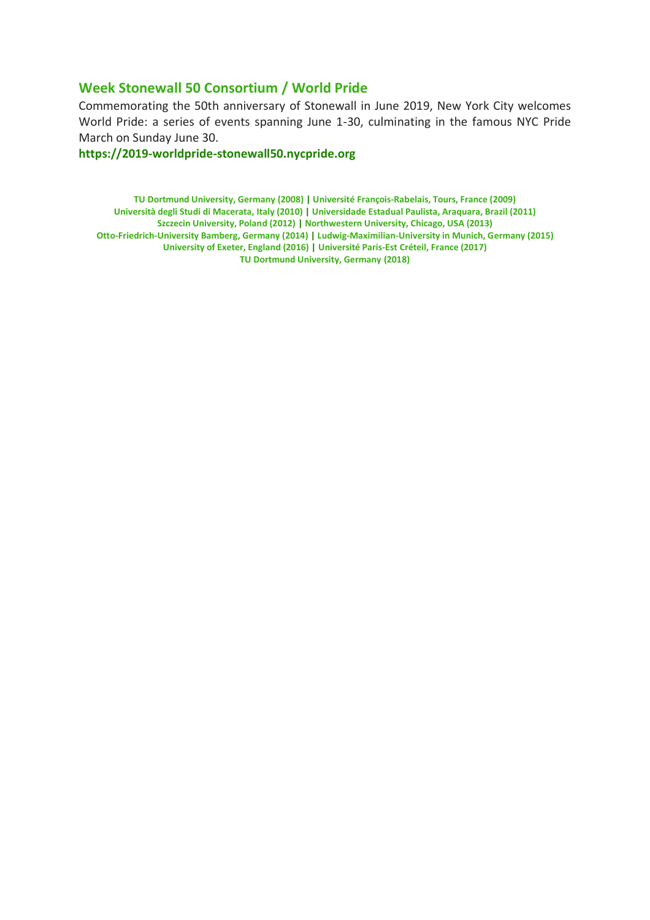## Week Stonewall 50 Consortium / World Pride

Commemorating the 50th anniversary of Stonewall in June 2019, New York City welcomes World Pride: a series of events spanning June 1-30, culminating in the famous NYC Pride March on Sunday June 30.

**https://2019-worldpride-stonewall50.nycpride.org**

**TU Dortmund University, Germany (2008) | Université François-Rabelais, Tours, France (2009)**
**Università degli Studi di Macerata, Italy (2010) | Universidade Estadual Paulista, Araquara, Brazil (2011)**
**Szczecin University, Poland (2012) | Northwestern University, Chicago, USA (2013)**
**Otto-Friedrich-University Bamberg, Germany (2014) | Ludwig-Maximilian-University in Munich, Germany (2015)**
**University of Exeter, England (2016) | Université Paris-Est Créteil, France (2017)**
**TU Dortmund University, Germany (2018)**